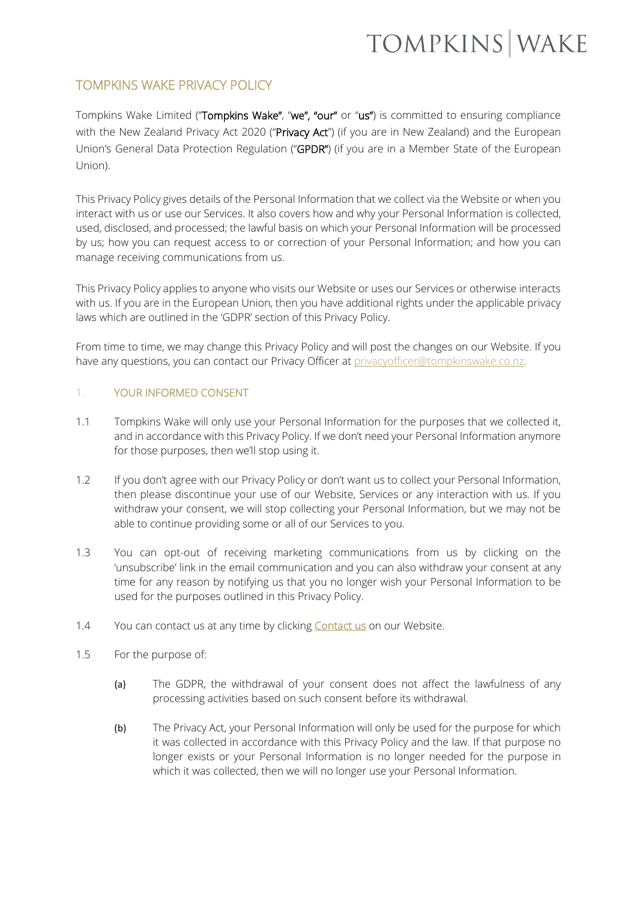# TOMPKINS WAKE PRIVACY POLICY

Tompkins Wake Limited ("**Tompkins Wake**", "**we**", "**our**" or "**us**") is committed to ensuring compliance with the New Zealand Privacy Act 2020 ("**Privacy Act**") (if you are in New Zealand) and the European Union's General Data Protection Regulation ("**GPDR**") (if you are in a Member State of the European Union).

This Privacy Policy gives details of the Personal Information that we collect via the Website or when you interact with us or use our Services. It also covers how and why your Personal Information is collected, used, disclosed, and processed; the lawful basis on which your Personal Information will be processed by us; how you can request access to or correction of your Personal Information; and how you can manage receiving communications from us.

This Privacy Policy applies to anyone who visits our Website or uses our Services or otherwise interacts with us. If you are in the European Union, then you have additional rights under the applicable privacy laws which are outlined in the 'GDPR' section of this Privacy Policy.

From time to time, we may change this Privacy Policy and will post the changes on our Website. If you have any questions, you can contact our Privacy Officer at privacyofficer@tompkinswake.co.nz.

## 1. YOUR INFORMED CONSENT

1.1 Tompkins Wake will only use your Personal Information for the purposes that we collected it, and in accordance with this Privacy Policy. If we don't need your Personal Information anymore for those purposes, then we'll stop using it.

1.2 If you don't agree with our Privacy Policy or don't want us to collect your Personal Information, then please discontinue your use of our Website, Services or any interaction with us. If you withdraw your consent, we will stop collecting your Personal Information, but we may not be able to continue providing some or all of our Services to you.

1.3 You can opt-out of receiving marketing communications from us by clicking on the 'unsubscribe' link in the email communication and you can also withdraw your consent at any time for any reason by notifying us that you no longer wish your Personal Information to be used for the purposes outlined in this Privacy Policy.

1.4 You can contact us at any time by clicking Contact us on our Website.

1.5 For the purpose of:

(a) The GDPR, the withdrawal of your consent does not affect the lawfulness of any processing activities based on such consent before its withdrawal.

(b) The Privacy Act, your Personal Information will only be used for the purpose for which it was collected in accordance with this Privacy Policy and the law. If that purpose no longer exists or your Personal Information is no longer needed for the purpose in which it was collected, then we will no longer use your Personal Information.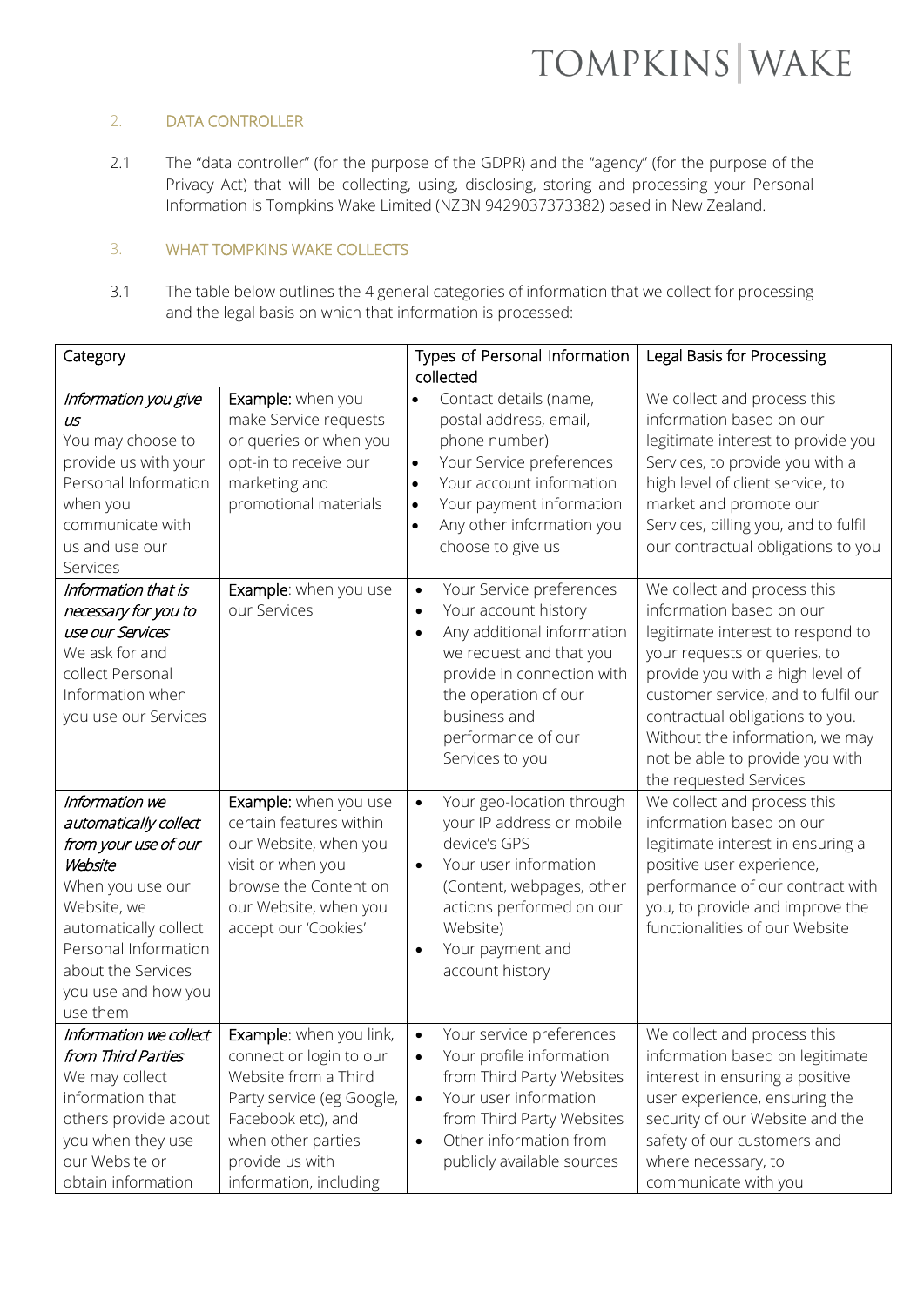## 2. DATA CONTROLLER

2.1 The "data controller" (for the purpose of the GDPR) and the "agency" (for the purpose of the Privacy Act) that will be collecting, using, disclosing, storing and processing your Personal Information is Tompkins Wake Limited (NZBN 9429037373382) based in New Zealand.

## 3. WHAT TOMPKINS WAKE COLLECTS

3.1 The table below outlines the 4 general categories of information that we collect for processing and the legal basis on which that information is processed:

| Category | | Types of Personal Information collected | Legal Basis for Processing |
|---|---|---|---|
| *Information you give us* You may choose to provide us with your Personal Information when you communicate with us and use our Services | **Example:** when you make Service requests or queries or when you opt-in to receive our marketing and promotional materials | • Contact details (name, postal address, email, phone number) • Your Service preferences • Your account information • Your payment information • Any other information you choose to give us | We collect and process this information based on our legitimate interest to provide you Services, to provide you with a high level of client service, to market and promote our Services, billing you, and to fulfil our contractual obligations to you |
| *Information that is necessary for you to use our Services* We ask for and collect Personal Information when you use our Services | **Example**: when you use our Services | • Your Service preferences • Your account history • Any additional information we request and that you provide in connection with the operation of our business and performance of our Services to you | We collect and process this information based on our legitimate interest to respond to your requests or queries, to provide you with a high level of customer service, and to fulfil our contractual obligations to you. Without the information, we may not be able to provide you with the requested Services |
| *Information we automatically collect from your use of our Website* When you use our Website, we automatically collect Personal Information about the Services you use and how you use them | **Example:** when you use certain features within our Website, when you visit or when you browse the Content on our Website, when you accept our 'Cookies' | • Your geo-location through your IP address or mobile device's GPS • Your user information (Content, webpages, other actions performed on our Website) • Your payment and account history | We collect and process this information based on our legitimate interest in ensuring a positive user experience, performance of our contract with you, to provide and improve the functionalities of our Website |
| *Information we collect from Third Parties* We may collect information that others provide about you when they use our Website or obtain information | **Example:** when you link, connect or login to our Website from a Third Party service (eg Google, Facebook etc), and when other parties provide us with information, including | • Your service preferences • Your profile information from Third Party Websites • Your user information from Third Party Websites • Other information from publicly available sources | We collect and process this information based on legitimate interest in ensuring a positive user experience, ensuring the security of our Website and the safety of our customers and where necessary, to communicate with you |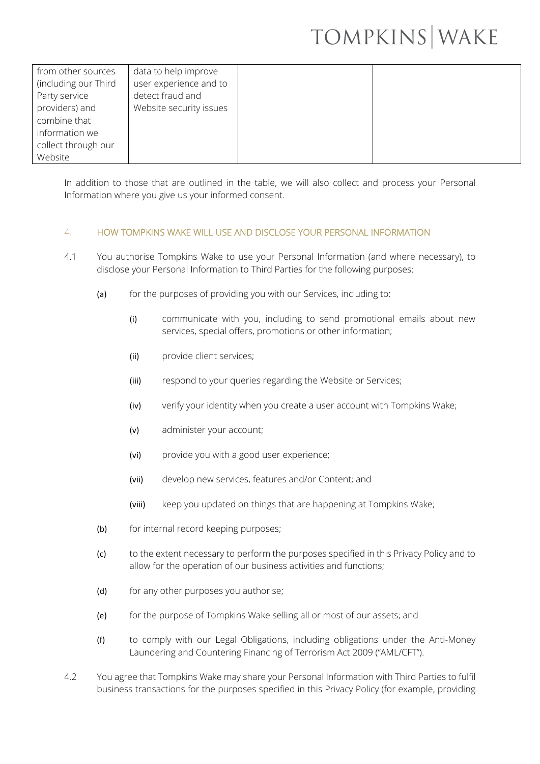| | | | |
|---|---|---|---|
| from other sources (including our Third Party service providers) and combine that information we collect through our Website | data to help improve user experience and to detect fraud and Website security issues | | |

In addition to those that are outlined in the table, we will also collect and process your Personal Information where you give us your informed consent.

## 4. HOW TOMPKINS WAKE WILL USE AND DISCLOSE YOUR PERSONAL INFORMATION

4.1 You authorise Tompkins Wake to use your Personal Information (and where necessary), to disclose your Personal Information to Third Parties for the following purposes:

(a) for the purposes of providing you with our Services, including to:

(i) communicate with you, including to send promotional emails about new services, special offers, promotions or other information;

(ii) provide client services;

(iii) respond to your queries regarding the Website or Services;

(iv) verify your identity when you create a user account with Tompkins Wake;

(v) administer your account;

(vi) provide you with a good user experience;

(vii) develop new services, features and/or Content; and

(viii) keep you updated on things that are happening at Tompkins Wake;

(b) for internal record keeping purposes;

(c) to the extent necessary to perform the purposes specified in this Privacy Policy and to allow for the operation of our business activities and functions;

(d) for any other purposes you authorise;

(e) for the purpose of Tompkins Wake selling all or most of our assets; and

(f) to comply with our Legal Obligations, including obligations under the Anti-Money Laundering and Countering Financing of Terrorism Act 2009 ("AML/CFT").

4.2 You agree that Tompkins Wake may share your Personal Information with Third Parties to fulfil business transactions for the purposes specified in this Privacy Policy (for example, providing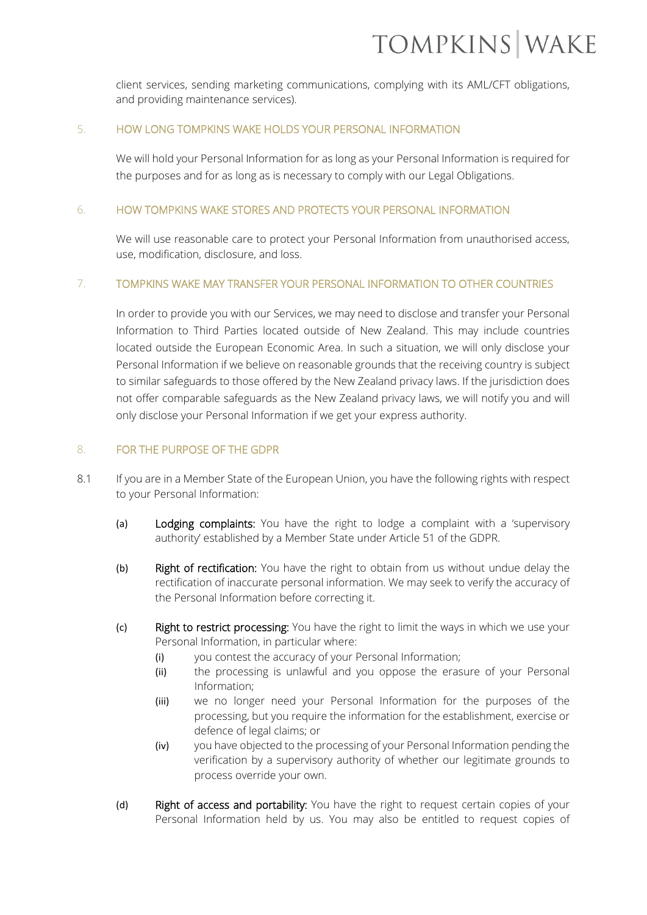client services, sending marketing communications, complying with its AML/CFT obligations, and providing maintenance services).

## 5. HOW LONG TOMPKINS WAKE HOLDS YOUR PERSONAL INFORMATION

We will hold your Personal Information for as long as your Personal Information is required for the purposes and for as long as is necessary to comply with our Legal Obligations.

## 6. HOW TOMPKINS WAKE STORES AND PROTECTS YOUR PERSONAL INFORMATION

We will use reasonable care to protect your Personal Information from unauthorised access, use, modification, disclosure, and loss.

## 7. TOMPKINS WAKE MAY TRANSFER YOUR PERSONAL INFORMATION TO OTHER COUNTRIES

In order to provide you with our Services, we may need to disclose and transfer your Personal Information to Third Parties located outside of New Zealand. This may include countries located outside the European Economic Area. In such a situation, we will only disclose your Personal Information if we believe on reasonable grounds that the receiving country is subject to similar safeguards to those offered by the New Zealand privacy laws. If the jurisdiction does not offer comparable safeguards as the New Zealand privacy laws, we will notify you and will only disclose your Personal Information if we get your express authority.

## 8. FOR THE PURPOSE OF THE GDPR

8.1 If you are in a Member State of the European Union, you have the following rights with respect to your Personal Information:

(a) **Lodging complaints:** You have the right to lodge a complaint with a 'supervisory authority' established by a Member State under Article 51 of the GDPR.

(b) **Right of rectification:** You have the right to obtain from us without undue delay the rectification of inaccurate personal information. We may seek to verify the accuracy of the Personal Information before correcting it.

(c) **Right to restrict processing:** You have the right to limit the ways in which we use your Personal Information, in particular where:

(i) you contest the accuracy of your Personal Information;

(ii) the processing is unlawful and you oppose the erasure of your Personal Information;

(iii) we no longer need your Personal Information for the purposes of the processing, but you require the information for the establishment, exercise or defence of legal claims; or

(iv) you have objected to the processing of your Personal Information pending the verification by a supervisory authority of whether our legitimate grounds to process override your own.

(d) **Right of access and portability:** You have the right to request certain copies of your Personal Information held by us. You may also be entitled to request copies of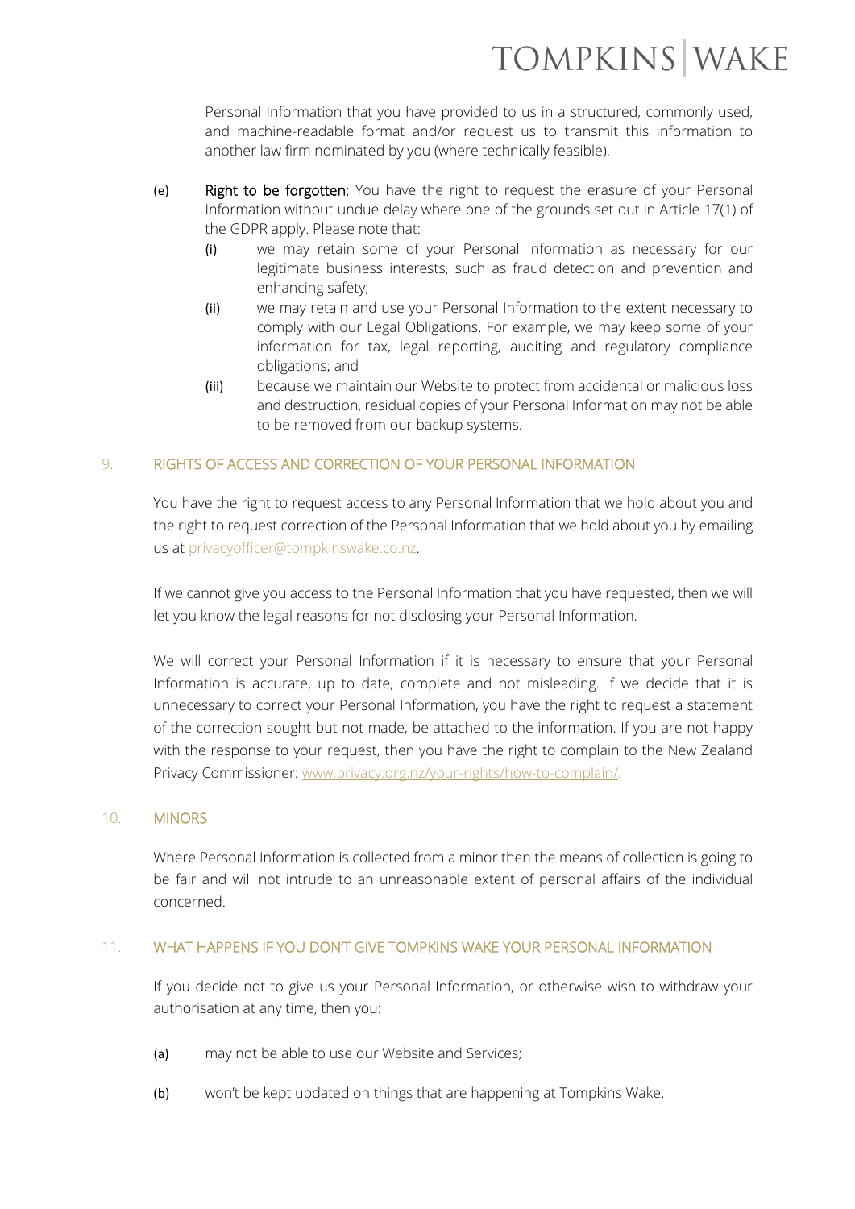Personal Information that you have provided to us in a structured, commonly used, and machine-readable format and/or request us to transmit this information to another law firm nominated by you (where technically feasible).

(e) **Right to be forgotten:** You have the right to request the erasure of your Personal Information without undue delay where one of the grounds set out in Article 17(1) of the GDPR apply. Please note that:

   (i) we may retain some of your Personal Information as necessary for our legitimate business interests, such as fraud detection and prevention and enhancing safety;

   (ii) we may retain and use your Personal Information to the extent necessary to comply with our Legal Obligations. For example, we may keep some of your information for tax, legal reporting, auditing and regulatory compliance obligations; and

   (iii) because we maintain our Website to protect from accidental or malicious loss and destruction, residual copies of your Personal Information may not be able to be removed from our backup systems.

## 9. RIGHTS OF ACCESS AND CORRECTION OF YOUR PERSONAL INFORMATION

You have the right to request access to any Personal Information that we hold about you and the right to request correction of the Personal Information that we hold about you by emailing us at privacyofficer@tompkinswake.co.nz.

If we cannot give you access to the Personal Information that you have requested, then we will let you know the legal reasons for not disclosing your Personal Information.

We will correct your Personal Information if it is necessary to ensure that your Personal Information is accurate, up to date, complete and not misleading. If we decide that it is unnecessary to correct your Personal Information, you have the right to request a statement of the correction sought but not made, be attached to the information. If you are not happy with the response to your request, then you have the right to complain to the New Zealand Privacy Commissioner: www.privacy.org.nz/your-rights/how-to-complain/.

## 10. MINORS

Where Personal Information is collected from a minor then the means of collection is going to be fair and will not intrude to an unreasonable extent of personal affairs of the individual concerned.

## 11. WHAT HAPPENS IF YOU DON'T GIVE TOMPKINS WAKE YOUR PERSONAL INFORMATION

If you decide not to give us your Personal Information, or otherwise wish to withdraw your authorisation at any time, then you:

(a) may not be able to use our Website and Services;

(b) won't be kept updated on things that are happening at Tompkins Wake.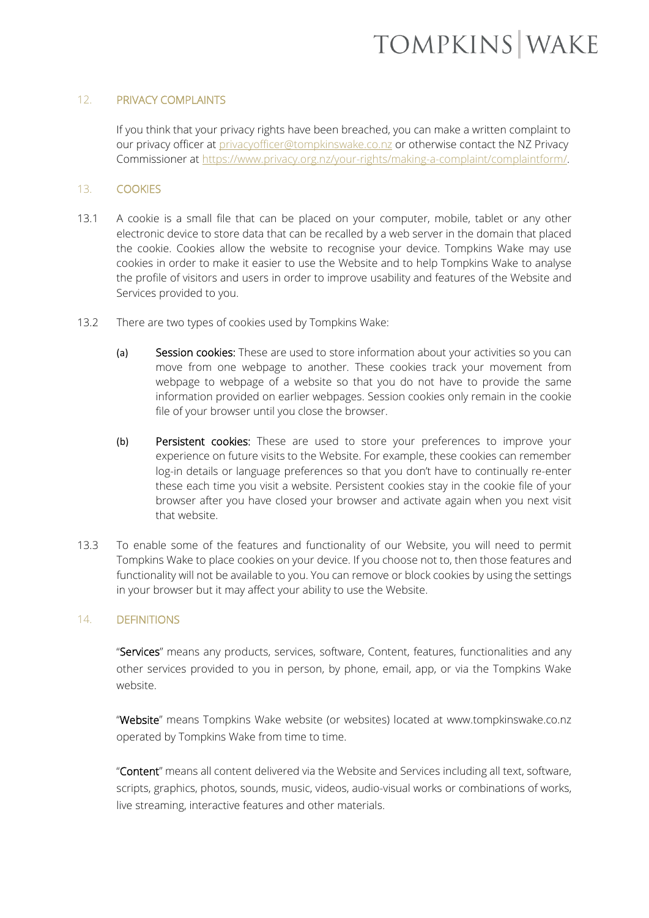## 12. PRIVACY COMPLAINTS

If you think that your privacy rights have been breached, you can make a written complaint to our privacy officer at [privacyofficer@tompkinswake.co.nz](mailto:privacyofficer@tompkinswake.co.nz) or otherwise contact the NZ Privacy Commissioner at [https://www.privacy.org.nz/your-rights/making-a-complaint/complaintform/](https://www.privacy.org.nz/your-rights/making-a-complaint/complaintform/).

## 13. COOKIES

13.1 A cookie is a small file that can be placed on your computer, mobile, tablet or any other electronic device to store data that can be recalled by a web server in the domain that placed the cookie. Cookies allow the website to recognise your device. Tompkins Wake may use cookies in order to make it easier to use the Website and to help Tompkins Wake to analyse the profile of visitors and users in order to improve usability and features of the Website and Services provided to you.

13.2 There are two types of cookies used by Tompkins Wake:

(a) **Session cookies:** These are used to store information about your activities so you can move from one webpage to another. These cookies track your movement from webpage to webpage of a website so that you do not have to provide the same information provided on earlier webpages. Session cookies only remain in the cookie file of your browser until you close the browser.

(b) **Persistent cookies:** These are used to store your preferences to improve your experience on future visits to the Website. For example, these cookies can remember log-in details or language preferences so that you don't have to continually re-enter these each time you visit a website. Persistent cookies stay in the cookie file of your browser after you have closed your browser and activate again when you next visit that website.

13.3 To enable some of the features and functionality of our Website, you will need to permit Tompkins Wake to place cookies on your device. If you choose not to, then those features and functionality will not be available to you. You can remove or block cookies by using the settings in your browser but it may affect your ability to use the Website.

## 14. DEFINITIONS

"**Services**" means any products, services, software, Content, features, functionalities and any other services provided to you in person, by phone, email, app, or via the Tompkins Wake website.

"**Website**" means Tompkins Wake website (or websites) located at www.tompkinswake.co.nz operated by Tompkins Wake from time to time.

"**Content**" means all content delivered via the Website and Services including all text, software, scripts, graphics, photos, sounds, music, videos, audio-visual works or combinations of works, live streaming, interactive features and other materials.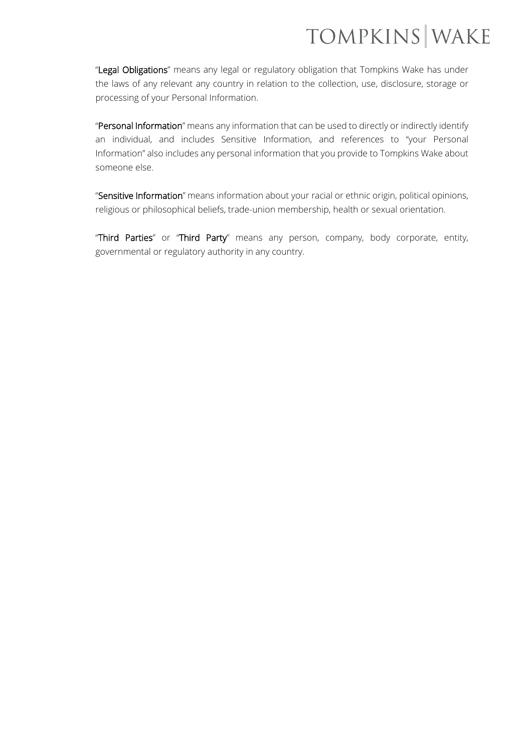"**Legal Obligations**" means any legal or regulatory obligation that Tompkins Wake has under the laws of any relevant any country in relation to the collection, use, disclosure, storage or processing of your Personal Information.

"**Personal Information**" means any information that can be used to directly or indirectly identify an individual, and includes Sensitive Information, and references to "your Personal Information" also includes any personal information that you provide to Tompkins Wake about someone else.

"**Sensitive Information**" means information about your racial or ethnic origin, political opinions, religious or philosophical beliefs, trade-union membership, health or sexual orientation.

"**Third Parties**" or "**Third Party**" means any person, company, body corporate, entity, governmental or regulatory authority in any country.